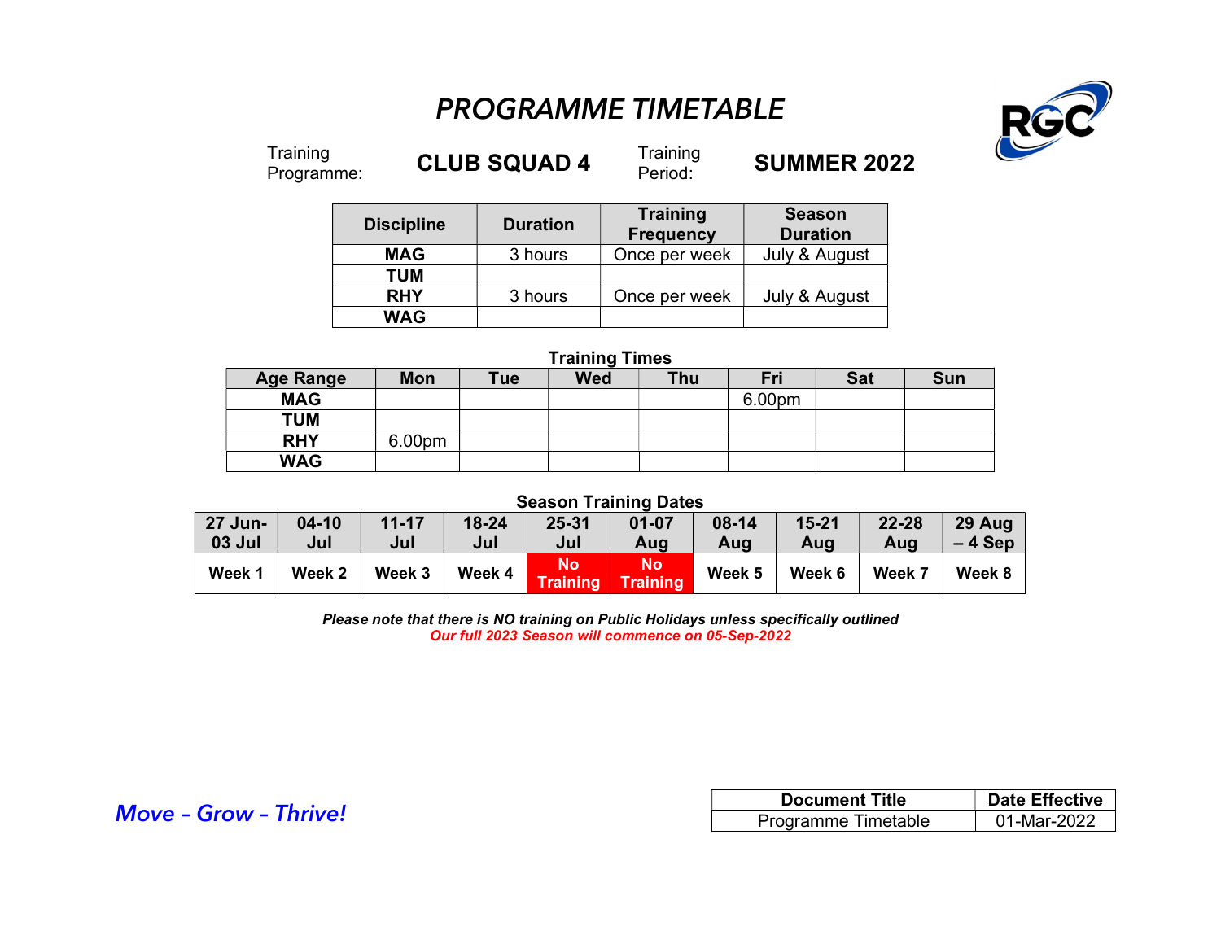# PROGRAMME TIMETABLE

Training Programme: **CLUB SQUAD 4**    Training Period: **SUMMER 2022**

| Discipline | Duration | Training Frequency | Season Duration |
|---|---|---|---|
| **MAG** | 3 hours | Once per week | July & August |
| **TUM** | | | |
| **RHY** | 3 hours | Once per week | July & August |
| **WAG** | | | |

**Training Times**

| Age Range | Mon | Tue | Wed | Thu | Fri | Sat | Sun |
|---|---|---|---|---|---|---|---|
| **MAG** | | | | | 6.00pm | | |
| **TUM** | | | | | | | |
| **RHY** | 6.00pm | | | | | | |
| **WAG** | | | | | | | |

**Season Training Dates**

| 27 Jun-03 Jul | 04-10 Jul | 11-17 Jul | 18-24 Jul | 25-31 Jul | 01-07 Aug | 08-14 Aug | 15-21 Aug | 22-28 Aug | 29 Aug – 4 Sep |
|---|---|---|---|---|---|---|---|---|---|
| Week 1 | Week 2 | Week 3 | Week 4 | No Training | No Training | Week 5 | Week 6 | Week 7 | Week 8 |

***Please note that there is NO training on Public Holidays unless specifically outlined***

***Our full 2023 Season will commence on 05-Sep-2022***

*Move – Grow – Thrive!*

| Document Title | Date Effective |
|---|---|
| Programme Timetable | 01-Mar-2022 |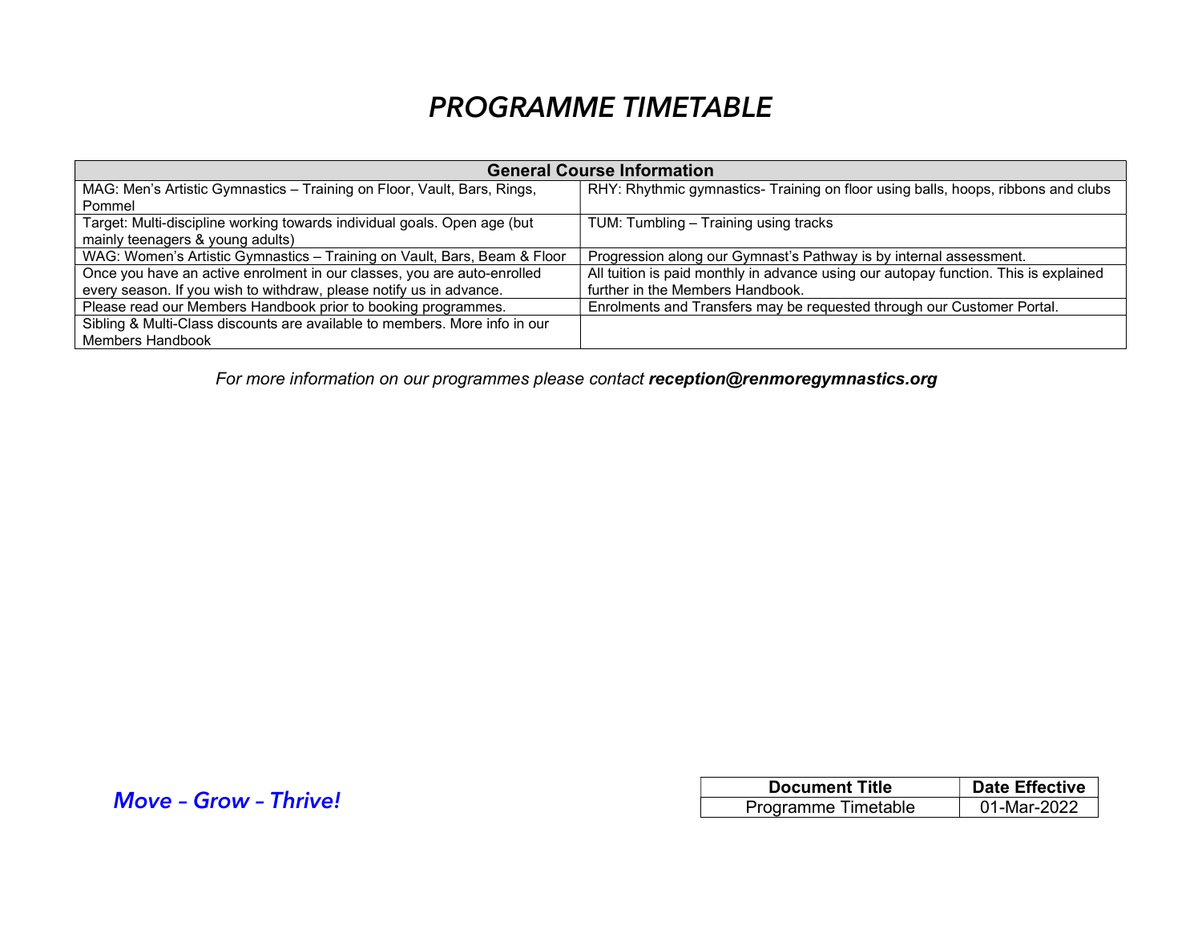# *PROGRAMME TIMETABLE*

| General Course Information | |
|---|---|
| MAG: Men's Artistic Gymnastics – Training on Floor, Vault, Bars, Rings, Pommel | RHY: Rhythmic gymnastics- Training on floor using balls, hoops, ribbons and clubs |
| Target: Multi-discipline working towards individual goals. Open age (but mainly teenagers & young adults) | TUM: Tumbling – Training using tracks |
| WAG: Women's Artistic Gymnastics – Training on Vault, Bars, Beam & Floor | Progression along our Gymnast's Pathway is by internal assessment. |
| Once you have an active enrolment in our classes, you are auto-enrolled every season. If you wish to withdraw, please notify us in advance. | All tuition is paid monthly in advance using our autopay function. This is explained further in the Members Handbook. |
| Please read our Members Handbook prior to booking programmes. | Enrolments and Transfers may be requested through our Customer Portal. |
| Sibling & Multi-Class discounts are available to members. More info in our Members Handbook | |

*For more information on our programmes please contact* ***reception@renmoregymnastics.org***

***Move – Grow – Thrive!***

| Document Title | Date Effective |
|---|---|
| Programme Timetable | 01-Mar-2022 |